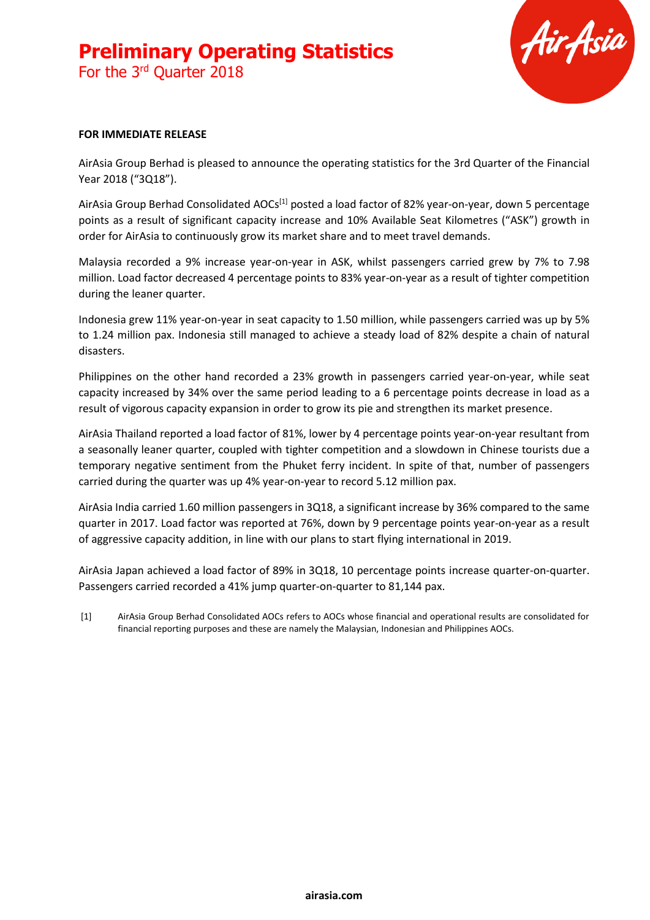# Preliminary Operating Statistics

For the 3rd Quarter 2018

**FOR IMMEDIATE RELEASE**

AirAsia Group Berhad is pleased to announce the operating statistics for the 3rd Quarter of the Financial Year 2018 ("3Q18").

AirAsia Group Berhad Consolidated AOCs[1] posted a load factor of 82% year-on-year, down 5 percentage points as a result of significant capacity increase and 10% Available Seat Kilometres ("ASK") growth in order for AirAsia to continuously grow its market share and to meet travel demands.

Malaysia recorded a 9% increase year-on-year in ASK, whilst passengers carried grew by 7% to 7.98 million. Load factor decreased 4 percentage points to 83% year-on-year as a result of tighter competition during the leaner quarter.

Indonesia grew 11% year-on-year in seat capacity to 1.50 million, while passengers carried was up by 5% to 1.24 million pax. Indonesia still managed to achieve a steady load of 82% despite a chain of natural disasters.

Philippines on the other hand recorded a 23% growth in passengers carried year-on-year, while seat capacity increased by 34% over the same period leading to a 6 percentage points decrease in load as a result of vigorous capacity expansion in order to grow its pie and strengthen its market presence.

AirAsia Thailand reported a load factor of 81%, lower by 4 percentage points year-on-year resultant from a seasonally leaner quarter, coupled with tighter competition and a slowdown in Chinese tourists due a temporary negative sentiment from the Phuket ferry incident. In spite of that, number of passengers carried during the quarter was up 4% year-on-year to record 5.12 million pax.

AirAsia India carried 1.60 million passengers in 3Q18, a significant increase by 36% compared to the same quarter in 2017. Load factor was reported at 76%, down by 9 percentage points year-on-year as a result of aggressive capacity addition, in line with our plans to start flying international in 2019.

AirAsia Japan achieved a load factor of 89% in 3Q18, 10 percentage points increase quarter-on-quarter. Passengers carried recorded a 41% jump quarter-on-quarter to 81,144 pax.

[1] AirAsia Group Berhad Consolidated AOCs refers to AOCs whose financial and operational results are consolidated for financial reporting purposes and these are namely the Malaysian, Indonesian and Philippines AOCs.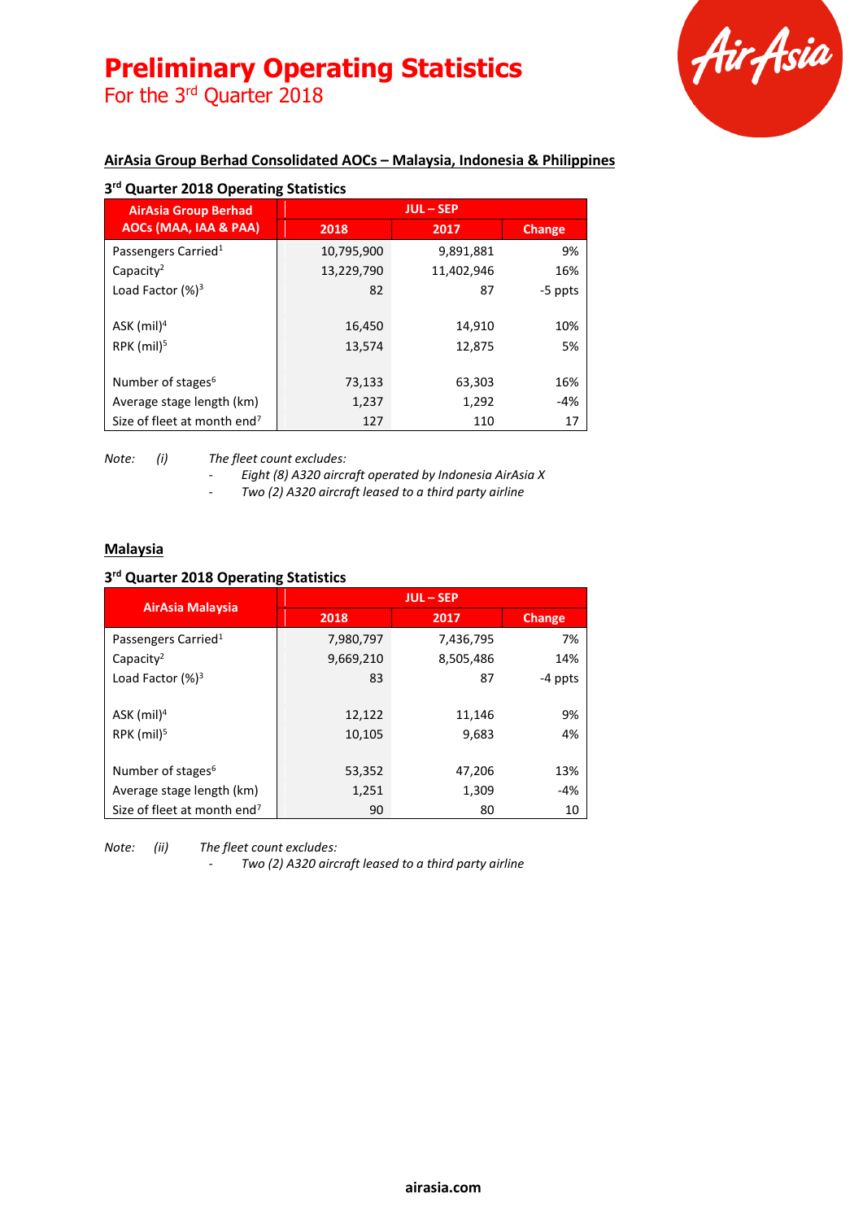# Preliminary Operating Statistics

For the 3rd Quarter 2018

## AirAsia Group Berhad Consolidated AOCs – Malaysia, Indonesia & Philippines

### 3rd Quarter 2018 Operating Statistics

| AirAsia Group Berhad AOCs (MAA, IAA & PAA) | JUL – SEP | | |
|---|---|---|---|
| | 2018 | 2017 | Change |
| Passengers Carried[1] | 10,795,900 | 9,891,881 | 9% |
| Capacity[2] | 13,229,790 | 11,402,946 | 16% |
| Load Factor (%)[3] | 82 | 87 | -5 ppts |
| ASK (mil)[4] | 16,450 | 14,910 | 10% |
| RPK (mil)[5] | 13,574 | 12,875 | 5% |
| Number of stages[6] | 73,133 | 63,303 | 16% |
| Average stage length (km) | 1,237 | 1,292 | -4% |
| Size of fleet at month end[7] | 127 | 110 | 17 |

*Note: (i) The fleet count excludes:*

- *Eight (8) A320 aircraft operated by Indonesia AirAsia X*
- *Two (2) A320 aircraft leased to a third party airline*

## Malaysia

### 3rd Quarter 2018 Operating Statistics

| AirAsia Malaysia | JUL – SEP | | |
|---|---|---|---|
| | 2018 | 2017 | Change |
| Passengers Carried[1] | 7,980,797 | 7,436,795 | 7% |
| Capacity[2] | 9,669,210 | 8,505,486 | 14% |
| Load Factor (%)[3] | 83 | 87 | -4 ppts |
| ASK (mil)[4] | 12,122 | 11,146 | 9% |
| RPK (mil)[5] | 10,105 | 9,683 | 4% |
| Number of stages[6] | 53,352 | 47,206 | 13% |
| Average stage length (km) | 1,251 | 1,309 | -4% |
| Size of fleet at month end[7] | 90 | 80 | 10 |

*Note: (ii) The fleet count excludes:*

- *Two (2) A320 aircraft leased to a third party airline*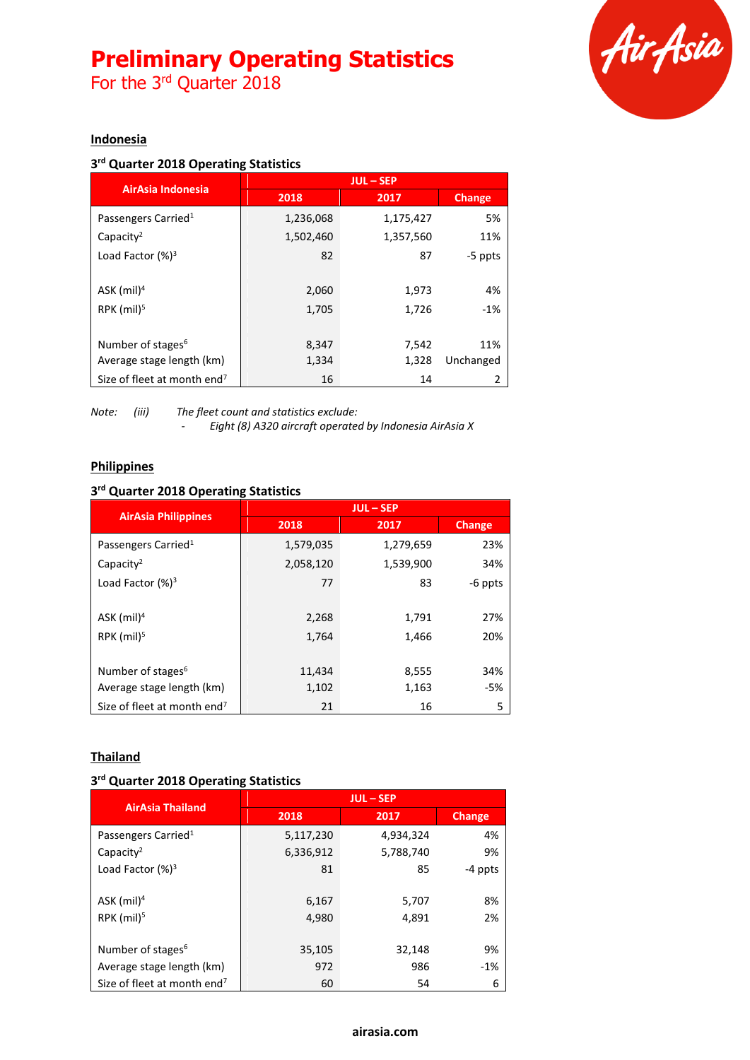# Preliminary Operating Statistics

For the 3rd Quarter 2018

## Indonesia

### 3rd Quarter 2018 Operating Statistics

| AirAsia Indonesia | JUL – SEP | | |
|---|---|---|---|
| | 2018 | 2017 | Change |
| Passengers Carried[1] | 1,236,068 | 1,175,427 | 5% |
| Capacity[2] | 1,502,460 | 1,357,560 | 11% |
| Load Factor (%)[3] | 82 | 87 | -5 ppts |
| | | | |
| ASK (mil)[4] | 2,060 | 1,973 | 4% |
| RPK (mil)[5] | 1,705 | 1,726 | -1% |
| | | | |
| Number of stages[6] | 8,347 | 7,542 | 11% |
| Average stage length (km) | 1,334 | 1,328 | Unchanged |
| Size of fleet at month end[7] | 16 | 14 | 2 |

*Note: (iii) The fleet count and statistics exclude:*

*- Eight (8) A320 aircraft operated by Indonesia AirAsia X*

## Philippines

### 3rd Quarter 2018 Operating Statistics

| AirAsia Philippines | JUL – SEP | | |
|---|---|---|---|
| | 2018 | 2017 | Change |
| Passengers Carried[1] | 1,579,035 | 1,279,659 | 23% |
| Capacity[2] | 2,058,120 | 1,539,900 | 34% |
| Load Factor (%)[3] | 77 | 83 | -6 ppts |
| | | | |
| ASK (mil)[4] | 2,268 | 1,791 | 27% |
| RPK (mil)[5] | 1,764 | 1,466 | 20% |
| | | | |
| Number of stages[6] | 11,434 | 8,555 | 34% |
| Average stage length (km) | 1,102 | 1,163 | -5% |
| Size of fleet at month end[7] | 21 | 16 | 5 |

## Thailand

### 3rd Quarter 2018 Operating Statistics

| AirAsia Thailand | JUL – SEP | | |
|---|---|---|---|
| | 2018 | 2017 | Change |
| Passengers Carried[1] | 5,117,230 | 4,934,324 | 4% |
| Capacity[2] | 6,336,912 | 5,788,740 | 9% |
| Load Factor (%)[3] | 81 | 85 | -4 ppts |
| | | | |
| ASK (mil)[4] | 6,167 | 5,707 | 8% |
| RPK (mil)[5] | 4,980 | 4,891 | 2% |
| | | | |
| Number of stages[6] | 35,105 | 32,148 | 9% |
| Average stage length (km) | 972 | 986 | -1% |
| Size of fleet at month end[7] | 60 | 54 | 6 |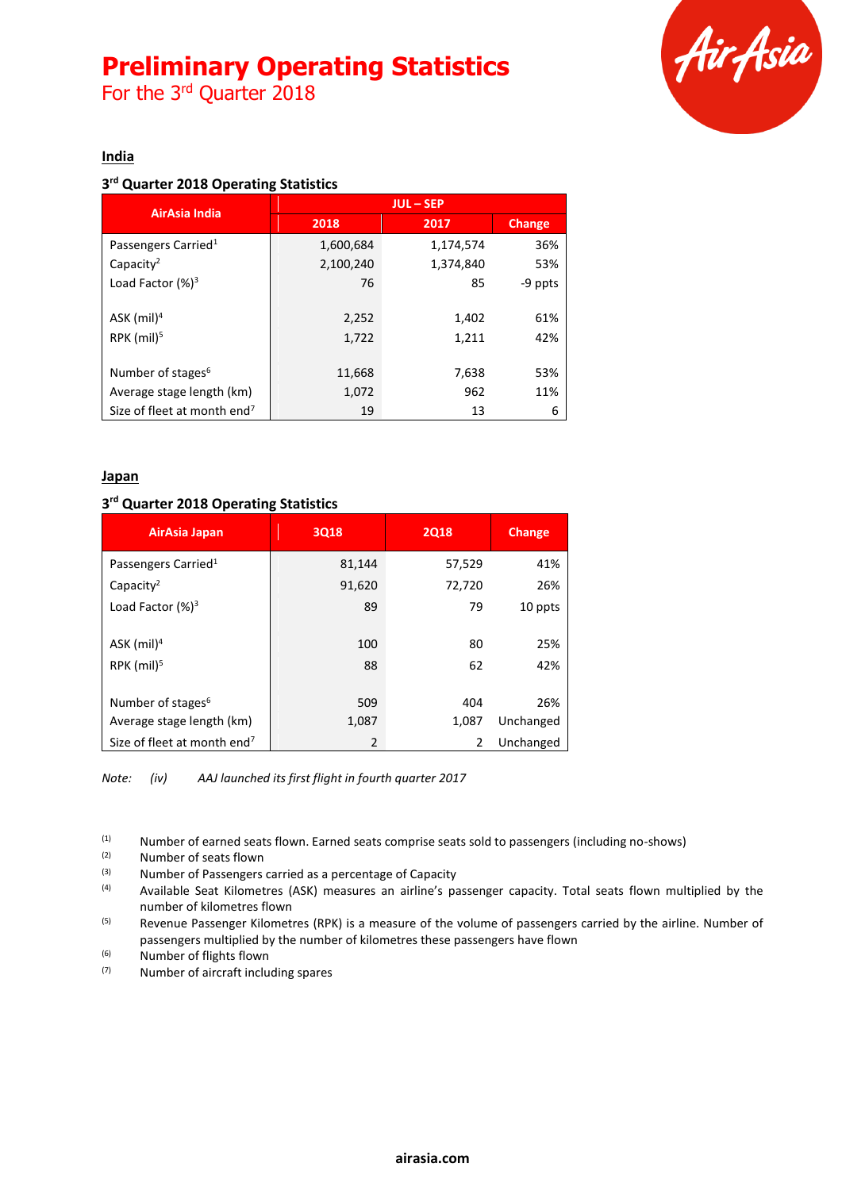# Preliminary Operating Statistics

For the 3rd Quarter 2018

## India

### 3rd Quarter 2018 Operating Statistics

| AirAsia India | JUL – SEP | | |
|---|---|---|---|
| | 2018 | 2017 | Change |
| Passengers Carried[1] | 1,600,684 | 1,174,574 | 36% |
| Capacity[2] | 2,100,240 | 1,374,840 | 53% |
| Load Factor (%)[3] | 76 | 85 | -9 ppts |
| ASK (mil)[4] | 2,252 | 1,402 | 61% |
| RPK (mil)[5] | 1,722 | 1,211 | 42% |
| Number of stages[6] | 11,668 | 7,638 | 53% |
| Average stage length (km) | 1,072 | 962 | 11% |
| Size of fleet at month end[7] | 19 | 13 | 6 |

## Japan

### 3rd Quarter 2018 Operating Statistics

| AirAsia Japan | 3Q18 | 2Q18 | Change |
|---|---|---|---|
| Passengers Carried[1] | 81,144 | 57,529 | 41% |
| Capacity[2] | 91,620 | 72,720 | 26% |
| Load Factor (%)[3] | 89 | 79 | 10 ppts |
| ASK (mil)[4] | 100 | 80 | 25% |
| RPK (mil)[5] | 88 | 62 | 42% |
| Number of stages[6] | 509 | 404 | 26% |
| Average stage length (km) | 1,087 | 1,087 | Unchanged |
| Size of fleet at month end[7] | 2 | 2 | Unchanged |

*Note: (iv) AAJ launched its first flight in fourth quarter 2017*

(1) Number of earned seats flown. Earned seats comprise seats sold to passengers (including no-shows)
(2) Number of seats flown
(3) Number of Passengers carried as a percentage of Capacity
(4) Available Seat Kilometres (ASK) measures an airline's passenger capacity. Total seats flown multiplied by the number of kilometres flown
(5) Revenue Passenger Kilometres (RPK) is a measure of the volume of passengers carried by the airline. Number of passengers multiplied by the number of kilometres these passengers have flown
(6) Number of flights flown
(7) Number of aircraft including spares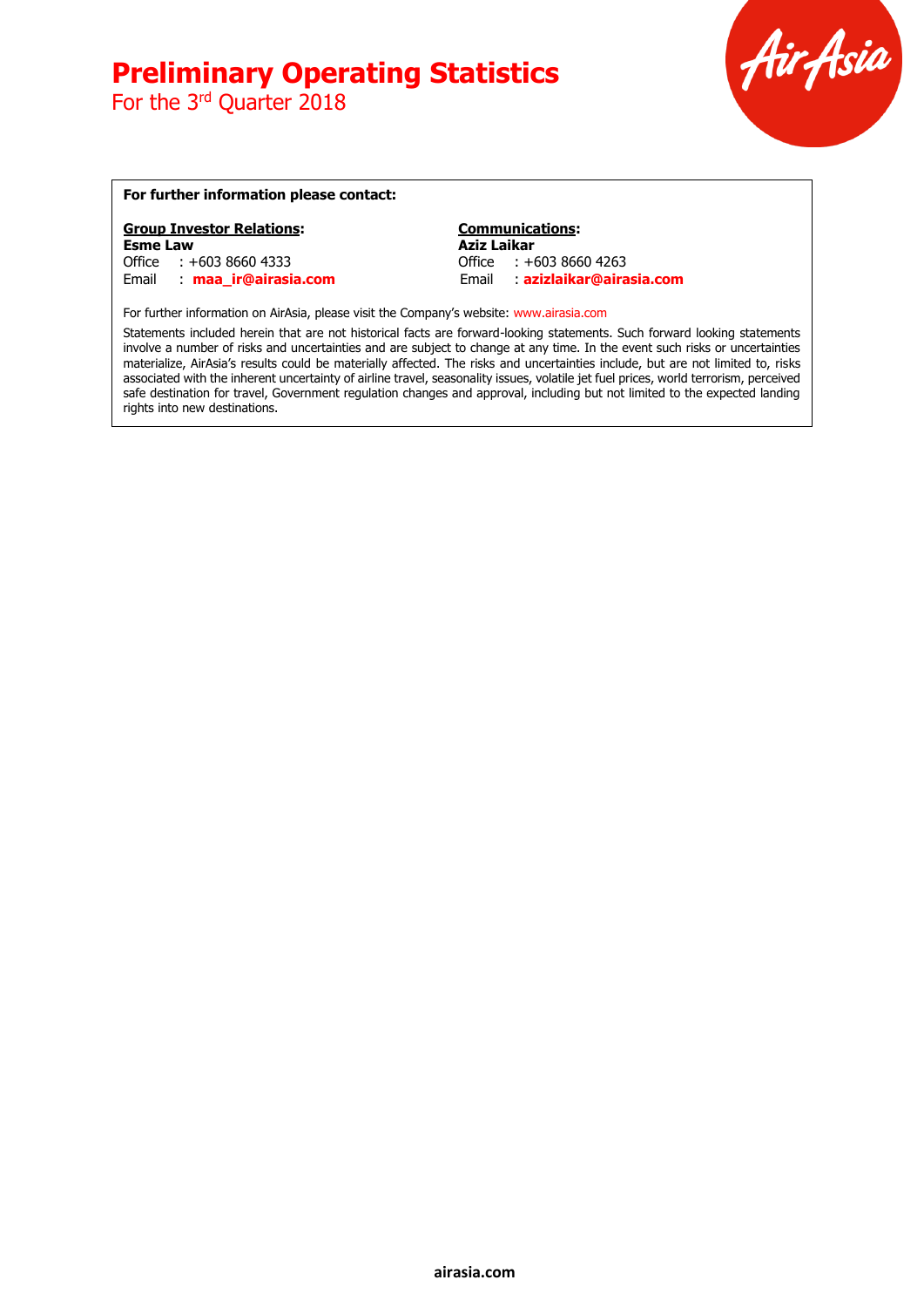# Preliminary Operating Statistics

For the 3rd Quarter 2018

**For further information please contact:**

**Group Investor Relations:**
**Esme Law**
Office : +603 8660 4333
Email : **maa_ir@airasia.com**

**Communications:**
**Aziz Laikar**
Office : +603 8660 4263
Email : **azizlaikar@airasia.com**

For further information on AirAsia, please visit the Company's website: www.airasia.com

Statements included herein that are not historical facts are forward-looking statements. Such forward looking statements involve a number of risks and uncertainties and are subject to change at any time. In the event such risks or uncertainties materialize, AirAsia's results could be materially affected. The risks and uncertainties include, but are not limited to, risks associated with the inherent uncertainty of airline travel, seasonality issues, volatile jet fuel prices, world terrorism, perceived safe destination for travel, Government regulation changes and approval, including but not limited to the expected landing rights into new destinations.